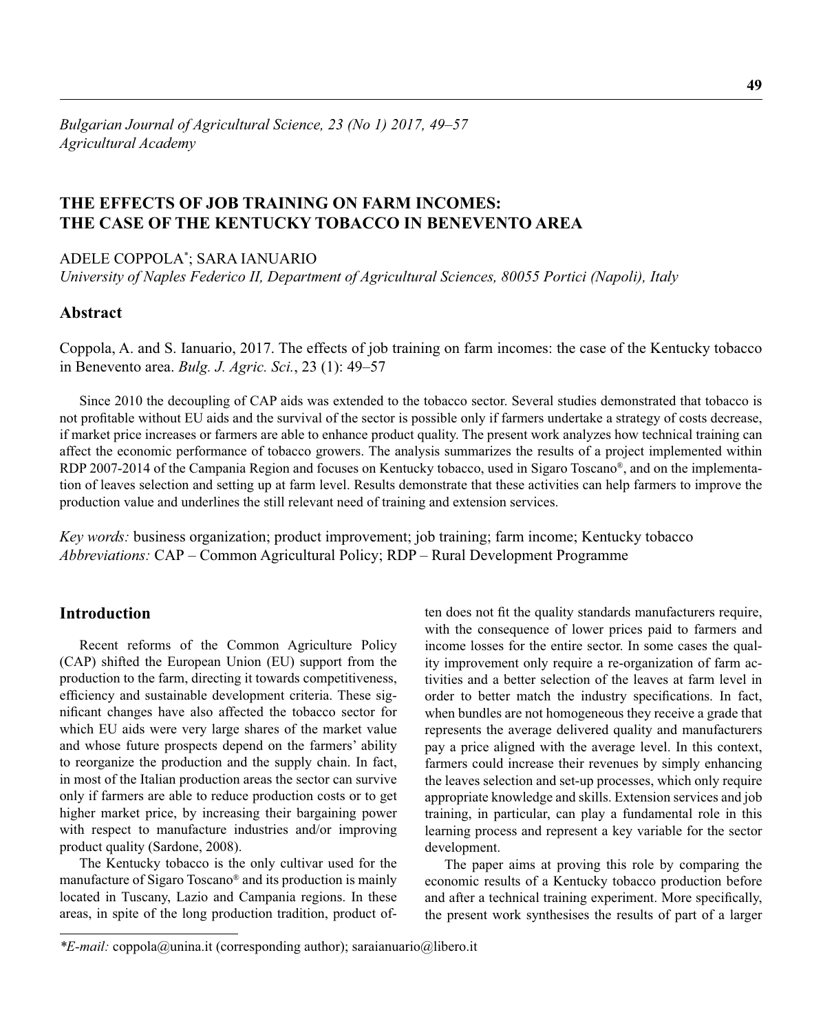*Bulgarian Journal of Agricultural Science, 23 (No 1) 2017, 49–57*
*Agricultural Academy*

# THE EFFECTS OF JOB TRAINING ON FARM INCOMES: THE CASE OF THE KENTUCKY TOBACCO IN BENEVENTO AREA

ADELE COPPOLA*; SARA IANUARIO

*University of Naples Federico II, Department of Agricultural Sciences, 80055 Portici (Napoli), Italy*

## Abstract

Coppola, A. and S. Ianuario, 2017. The effects of job training on farm incomes: the case of the Kentucky tobacco in Benevento area. *Bulg. J. Agric. Sci.*, 23 (1): 49–57

Since 2010 the decoupling of CAP aids was extended to the tobacco sector. Several studies demonstrated that tobacco is not profitable without EU aids and the survival of the sector is possible only if farmers undertake a strategy of costs decrease, if market price increases or farmers are able to enhance product quality. The present work analyzes how technical training can affect the economic performance of tobacco growers. The analysis summarizes the results of a project implemented within RDP 2007-2014 of the Campania Region and focuses on Kentucky tobacco, used in Sigaro Toscano®, and on the implementation of leaves selection and setting up at farm level. Results demonstrate that these activities can help farmers to improve the production value and underlines the still relevant need of training and extension services.

*Key words:* business organization; product improvement; job training; farm income; Kentucky tobacco
*Abbreviations:* CAP – Common Agricultural Policy; RDP – Rural Development Programme

## Introduction

Recent reforms of the Common Agriculture Policy (CAP) shifted the European Union (EU) support from the production to the farm, directing it towards competitiveness, efficiency and sustainable development criteria. These significant changes have also affected the tobacco sector for which EU aids were very large shares of the market value and whose future prospects depend on the farmers' ability to reorganize the production and the supply chain. In fact, in most of the Italian production areas the sector can survive only if farmers are able to reduce production costs or to get higher market price, by increasing their bargaining power with respect to manufacture industries and/or improving product quality (Sardone, 2008).

The Kentucky tobacco is the only cultivar used for the manufacture of Sigaro Toscano® and its production is mainly located in Tuscany, Lazio and Campania regions. In these areas, in spite of the long production tradition, product often does not fit the quality standards manufacturers require, with the consequence of lower prices paid to farmers and income losses for the entire sector. In some cases the quality improvement only require a re-organization of farm activities and a better selection of the leaves at farm level in order to better match the industry specifications. In fact, when bundles are not homogeneous they receive a grade that represents the average delivered quality and manufacturers pay a price aligned with the average level. In this context, farmers could increase their revenues by simply enhancing the leaves selection and set-up processes, which only require appropriate knowledge and skills. Extension services and job training, in particular, can play a fundamental role in this learning process and represent a key variable for the sector development.

The paper aims at proving this role by comparing the economic results of a Kentucky tobacco production before and after a technical training experiment. More specifically, the present work synthesises the results of part of a larger

---

*E-mail: coppola@unina.it (corresponding author); saraianuario@libero.it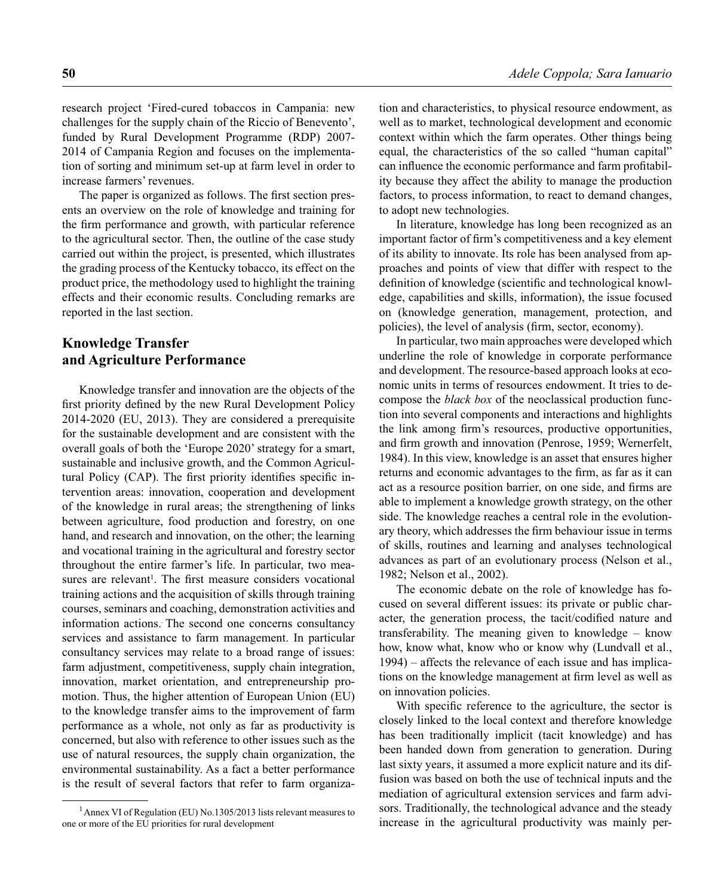research project 'Fired-cured tobaccos in Campania: new challenges for the supply chain of the Riccio of Benevento', funded by Rural Development Programme (RDP) 2007-2014 of Campania Region and focuses on the implementation of sorting and minimum set-up at farm level in order to increase farmers' revenues.

The paper is organized as follows. The first section presents an overview on the role of knowledge and training for the firm performance and growth, with particular reference to the agricultural sector. Then, the outline of the case study carried out within the project, is presented, which illustrates the grading process of the Kentucky tobacco, its effect on the product price, the methodology used to highlight the training effects and their economic results. Concluding remarks are reported in the last section.

## Knowledge Transfer and Agriculture Performance

Knowledge transfer and innovation are the objects of the first priority defined by the new Rural Development Policy 2014-2020 (EU, 2013). They are considered a prerequisite for the sustainable development and are consistent with the overall goals of both the 'Europe 2020' strategy for a smart, sustainable and inclusive growth, and the Common Agricultural Policy (CAP). The first priority identifies specific intervention areas: innovation, cooperation and development of the knowledge in rural areas; the strengthening of links between agriculture, food production and forestry, on one hand, and research and innovation, on the other; the learning and vocational training in the agricultural and forestry sector throughout the entire farmer's life. In particular, two measures are relevant[1]. The first measure considers vocational training actions and the acquisition of skills through training courses, seminars and coaching, demonstration activities and information actions. The second one concerns consultancy services and assistance to farm management. In particular consultancy services may relate to a broad range of issues: farm adjustment, competitiveness, supply chain integration, innovation, market orientation, and entrepreneurship promotion. Thus, the higher attention of European Union (EU) to the knowledge transfer aims to the improvement of farm performance as a whole, not only as far as productivity is concerned, but also with reference to other issues such as the use of natural resources, the supply chain organization, the environmental sustainability. As a fact a better performance is the result of several factors that refer to farm organization and characteristics, to physical resource endowment, as well as to market, technological development and economic context within which the farm operates. Other things being equal, the characteristics of the so called "human capital" can influence the economic performance and farm profitability because they affect the ability to manage the production factors, to process information, to react to demand changes, to adopt new technologies.

In literature, knowledge has long been recognized as an important factor of firm's competitiveness and a key element of its ability to innovate. Its role has been analysed from approaches and points of view that differ with respect to the definition of knowledge (scientific and technological knowledge, capabilities and skills, information), the issue focused on (knowledge generation, management, protection, and policies), the level of analysis (firm, sector, economy).

In particular, two main approaches were developed which underline the role of knowledge in corporate performance and development. The resource-based approach looks at economic units in terms of resources endowment. It tries to decompose the *black box* of the neoclassical production function into several components and interactions and highlights the link among firm's resources, productive opportunities, and firm growth and innovation (Penrose, 1959; Wernerfelt, 1984). In this view, knowledge is an asset that ensures higher returns and economic advantages to the firm, as far as it can act as a resource position barrier, on one side, and firms are able to implement a knowledge growth strategy, on the other side. The knowledge reaches a central role in the evolutionary theory, which addresses the firm behaviour issue in terms of skills, routines and learning and analyses technological advances as part of an evolutionary process (Nelson et al., 1982; Nelson et al., 2002).

The economic debate on the role of knowledge has focused on several different issues: its private or public character, the generation process, the tacit/codified nature and transferability. The meaning given to knowledge – know how, know what, know who or know why (Lundvall et al., 1994) – affects the relevance of each issue and has implications on the knowledge management at firm level as well as on innovation policies.

With specific reference to the agriculture, the sector is closely linked to the local context and therefore knowledge has been traditionally implicit (tacit knowledge) and has been handed down from generation to generation. During last sixty years, it assumed a more explicit nature and its diffusion was based on both the use of technical inputs and the mediation of agricultural extension services and farm advisors. Traditionally, the technological advance and the steady increase in the agricultural productivity was mainly per-

---

[1] Annex VI of Regulation (EU) No.1305/2013 lists relevant measures to one or more of the EU priorities for rural development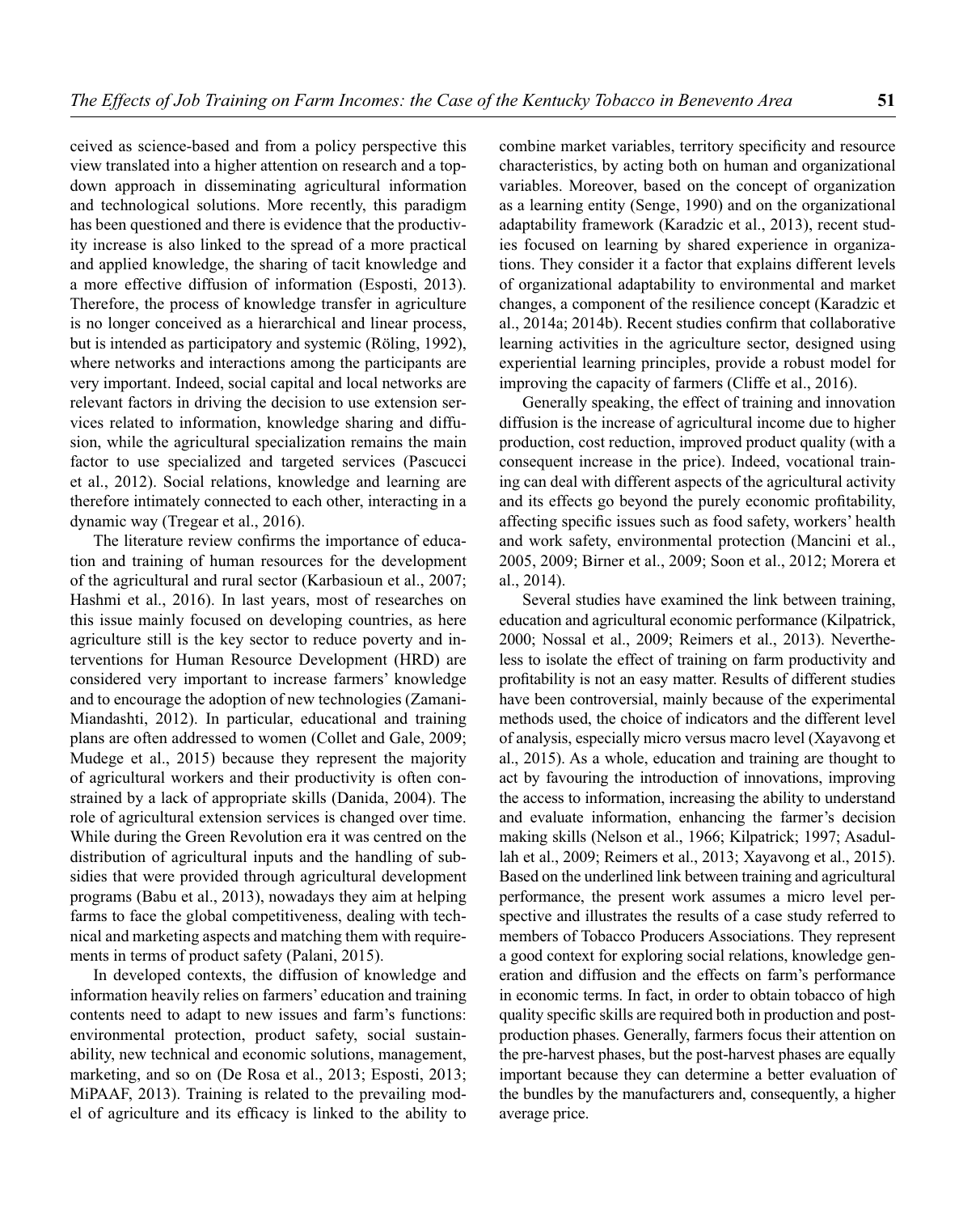ceived as science-based and from a policy perspective this view translated into a higher attention on research and a top-down approach in disseminating agricultural information and technological solutions. More recently, this paradigm has been questioned and there is evidence that the productivity increase is also linked to the spread of a more practical and applied knowledge, the sharing of tacit knowledge and a more effective diffusion of information (Esposti, 2013). Therefore, the process of knowledge transfer in agriculture is no longer conceived as a hierarchical and linear process, but is intended as participatory and systemic (Röling, 1992), where networks and interactions among the participants are very important. Indeed, social capital and local networks are relevant factors in driving the decision to use extension services related to information, knowledge sharing and diffusion, while the agricultural specialization remains the main factor to use specialized and targeted services (Pascucci et al., 2012). Social relations, knowledge and learning are therefore intimately connected to each other, interacting in a dynamic way (Tregear et al., 2016).

The literature review confirms the importance of education and training of human resources for the development of the agricultural and rural sector (Karbasioun et al., 2007; Hashmi et al., 2016). In last years, most of researches on this issue mainly focused on developing countries, as here agriculture still is the key sector to reduce poverty and interventions for Human Resource Development (HRD) are considered very important to increase farmers' knowledge and to encourage the adoption of new technologies (Zamani-Miandashti, 2012). In particular, educational and training plans are often addressed to women (Collet and Gale, 2009; Mudege et al., 2015) because they represent the majority of agricultural workers and their productivity is often constrained by a lack of appropriate skills (Danida, 2004). The role of agricultural extension services is changed over time. While during the Green Revolution era it was centred on the distribution of agricultural inputs and the handling of subsidies that were provided through agricultural development programs (Babu et al., 2013), nowadays they aim at helping farms to face the global competitiveness, dealing with technical and marketing aspects and matching them with requirements in terms of product safety (Palani, 2015).

In developed contexts, the diffusion of knowledge and information heavily relies on farmers' education and training contents need to adapt to new issues and farm's functions: environmental protection, product safety, social sustainability, new technical and economic solutions, management, marketing, and so on (De Rosa et al., 2013; Esposti, 2013; MiPAAF, 2013). Training is related to the prevailing model of agriculture and its efficacy is linked to the ability to combine market variables, territory specificity and resource characteristics, by acting both on human and organizational variables. Moreover, based on the concept of organization as a learning entity (Senge, 1990) and on the organizational adaptability framework (Karadzic et al., 2013), recent studies focused on learning by shared experience in organizations. They consider it a factor that explains different levels of organizational adaptability to environmental and market changes, a component of the resilience concept (Karadzic et al., 2014a; 2014b). Recent studies confirm that collaborative learning activities in the agriculture sector, designed using experiential learning principles, provide a robust model for improving the capacity of farmers (Cliffe et al., 2016).

Generally speaking, the effect of training and innovation diffusion is the increase of agricultural income due to higher production, cost reduction, improved product quality (with a consequent increase in the price). Indeed, vocational training can deal with different aspects of the agricultural activity and its effects go beyond the purely economic profitability, affecting specific issues such as food safety, workers' health and work safety, environmental protection (Mancini et al., 2005, 2009; Birner et al., 2009; Soon et al., 2012; Morera et al., 2014).

Several studies have examined the link between training, education and agricultural economic performance (Kilpatrick, 2000; Nossal et al., 2009; Reimers et al., 2013). Nevertheless to isolate the effect of training on farm productivity and profitability is not an easy matter. Results of different studies have been controversial, mainly because of the experimental methods used, the choice of indicators and the different level of analysis, especially micro versus macro level (Xayavong et al., 2015). As a whole, education and training are thought to act by favouring the introduction of innovations, improving the access to information, increasing the ability to understand and evaluate information, enhancing the farmer's decision making skills (Nelson et al., 1966; Kilpatrick; 1997; Asadullah et al., 2009; Reimers et al., 2013; Xayavong et al., 2015). Based on the underlined link between training and agricultural performance, the present work assumes a micro level perspective and illustrates the results of a case study referred to members of Tobacco Producers Associations. They represent a good context for exploring social relations, knowledge generation and diffusion and the effects on farm's performance in economic terms. In fact, in order to obtain tobacco of high quality specific skills are required both in production and post-production phases. Generally, farmers focus their attention on the pre-harvest phases, but the post-harvest phases are equally important because they can determine a better evaluation of the bundles by the manufacturers and, consequently, a higher average price.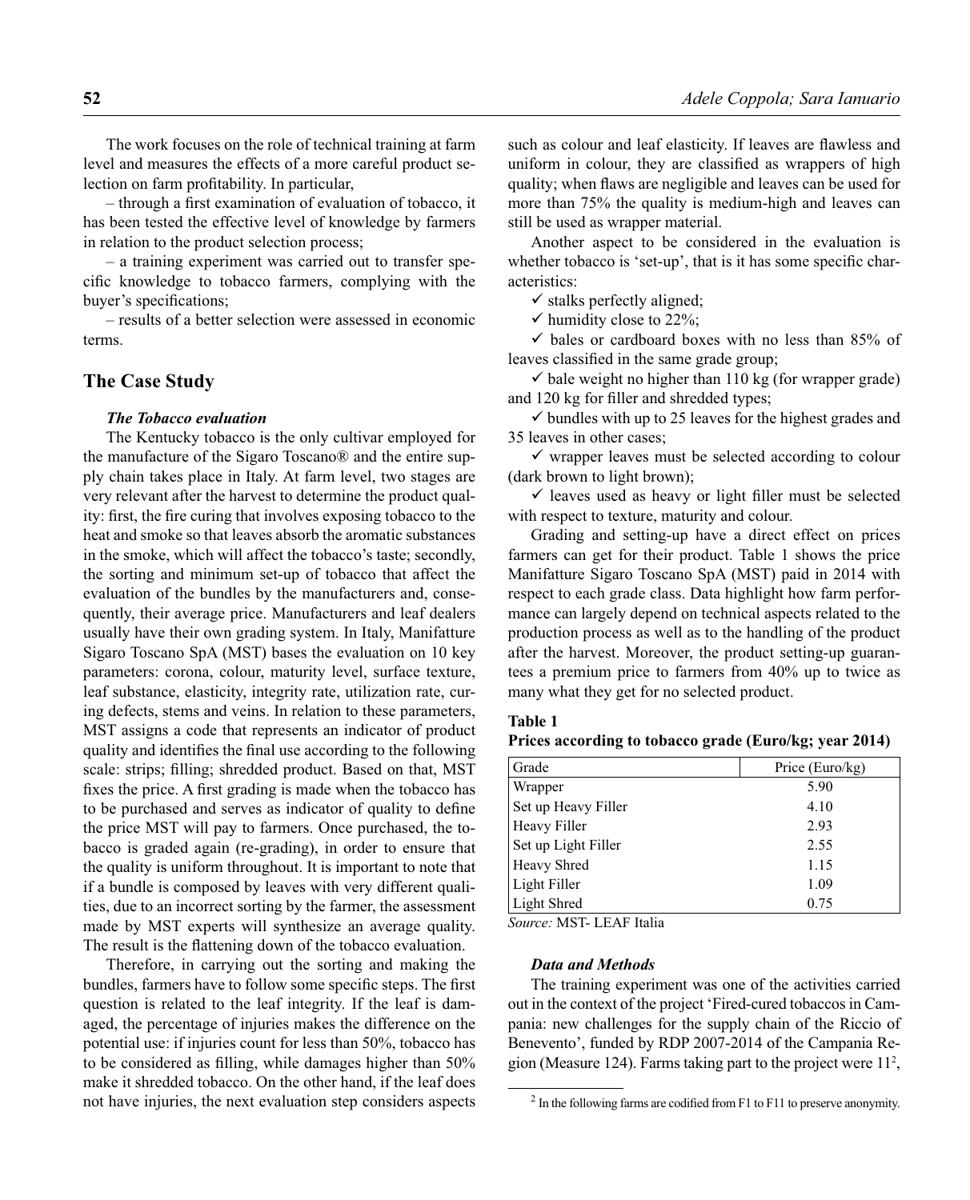The work focuses on the role of technical training at farm level and measures the effects of a more careful product selection on farm profitability. In particular,

– through a first examination of evaluation of tobacco, it has been tested the effective level of knowledge by farmers in relation to the product selection process;

– a training experiment was carried out to transfer specific knowledge to tobacco farmers, complying with the buyer's specifications;

– results of a better selection were assessed in economic terms.

## The Case Study

### *The Tobacco evaluation*

The Kentucky tobacco is the only cultivar employed for the manufacture of the Sigaro Toscano® and the entire supply chain takes place in Italy. At farm level, two stages are very relevant after the harvest to determine the product quality: first, the fire curing that involves exposing tobacco to the heat and smoke so that leaves absorb the aromatic substances in the smoke, which will affect the tobacco's taste; secondly, the sorting and minimum set-up of tobacco that affect the evaluation of the bundles by the manufacturers and, consequently, their average price. Manufacturers and leaf dealers usually have their own grading system. In Italy, Manifatture Sigaro Toscano SpA (MST) bases the evaluation on 10 key parameters: corona, colour, maturity level, surface texture, leaf substance, elasticity, integrity rate, utilization rate, curing defects, stems and veins. In relation to these parameters, MST assigns a code that represents an indicator of product quality and identifies the final use according to the following scale: strips; filling; shredded product. Based on that, MST fixes the price. A first grading is made when the tobacco has to be purchased and serves as indicator of quality to define the price MST will pay to farmers. Once purchased, the tobacco is graded again (re-grading), in order to ensure that the quality is uniform throughout. It is important to note that if a bundle is composed by leaves with very different qualities, due to an incorrect sorting by the farmer, the assessment made by MST experts will synthesize an average quality. The result is the flattening down of the tobacco evaluation.

Therefore, in carrying out the sorting and making the bundles, farmers have to follow some specific steps. The first question is related to the leaf integrity. If the leaf is damaged, the percentage of injuries makes the difference on the potential use: if injuries count for less than 50%, tobacco has to be considered as filling, while damages higher than 50% make it shredded tobacco. On the other hand, if the leaf does not have injuries, the next evaluation step considers aspects such as colour and leaf elasticity. If leaves are flawless and uniform in colour, they are classified as wrappers of high quality; when flaws are negligible and leaves can be used for more than 75% the quality is medium-high and leaves can still be used as wrapper material.

Another aspect to be considered in the evaluation is whether tobacco is 'set-up', that is it has some specific characteristics:

- ✓ stalks perfectly aligned;
- ✓ humidity close to 22%;
- ✓ bales or cardboard boxes with no less than 85% of leaves classified in the same grade group;
- ✓ bale weight no higher than 110 kg (for wrapper grade) and 120 kg for filler and shredded types;
- ✓ bundles with up to 25 leaves for the highest grades and 35 leaves in other cases;
- ✓ wrapper leaves must be selected according to colour (dark brown to light brown);
- ✓ leaves used as heavy or light filler must be selected with respect to texture, maturity and colour.

Grading and setting-up have a direct effect on prices farmers can get for their product. Table 1 shows the price Manifatture Sigaro Toscano SpA (MST) paid in 2014 with respect to each grade class. Data highlight how farm performance can largely depend on technical aspects related to the production process as well as to the handling of the product after the harvest. Moreover, the product setting-up guarantees a premium price to farmers from 40% up to twice as many what they get for no selected product.

**Table 1**
**Prices according to tobacco grade (Euro/kg; year 2014)**

| Grade | Price (Euro/kg) |
|---|---|
| Wrapper | 5.90 |
| Set up Heavy Filler | 4.10 |
| Heavy Filler | 2.93 |
| Set up Light Filler | 2.55 |
| Heavy Shred | 1.15 |
| Light Filler | 1.09 |
| Light Shred | 0.75 |

*Source:* MST- LEAF Italia

### *Data and Methods*

The training experiment was one of the activities carried out in the context of the project 'Fired-cured tobaccos in Campania: new challenges for the supply chain of the Riccio of Benevento', funded by RDP 2007-2014 of the Campania Region (Measure 124). Farms taking part to the project were 11[2],

[2] In the following farms are codified from F1 to F11 to preserve anonymity.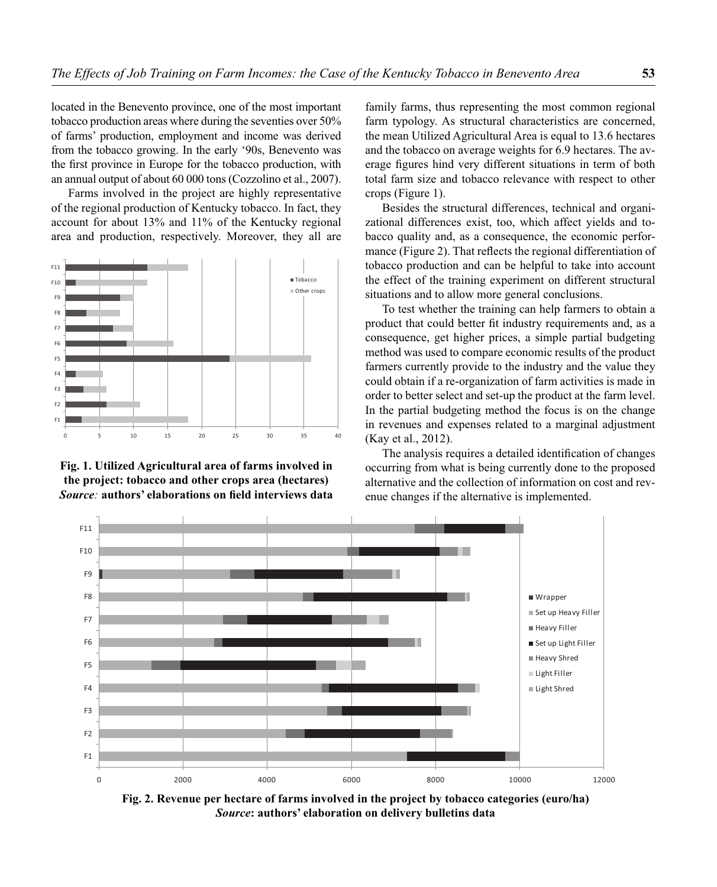located in the Benevento province, one of the most important tobacco production areas where during the seventies over 50% of farms' production, employment and income was derived from the tobacco growing. In the early '90s, Benevento was the first province in Europe for the tobacco production, with an annual output of about 60 000 tons (Cozzolino et al., 2007).

Farms involved in the project are highly representative of the regional production of Kentucky tobacco. In fact, they account for about 13% and 11% of the Kentucky regional area and production, respectively. Moreover, they all are family farms, thus representing the most common regional farm typology. As structural characteristics are concerned, the mean Utilized Agricultural Area is equal to 13.6 hectares and the tobacco on average weights for 6.9 hectares. The average figures hind very different situations in term of both total farm size and tobacco relevance with respect to other crops (Figure 1).

**Fig. 1. Utilized Agricultural area of farms involved in the project: tobacco and other crops area (hectares)**
***Source:* authors' elaborations on field interviews data**

Besides the structural differences, technical and organizational differences exist, too, which affect yields and tobacco quality and, as a consequence, the economic performance (Figure 2). That reflects the regional differentiation of tobacco production and can be helpful to take into account the effect of the training experiment on different structural situations and to allow more general conclusions.

To test whether the training can help farmers to obtain a product that could better fit industry requirements and, as a consequence, get higher prices, a simple partial budgeting method was used to compare economic results of the product farmers currently provide to the industry and the value they could obtain if a re-organization of farm activities is made in order to better select and set-up the product at the farm level. In the partial budgeting method the focus is on the change in revenues and expenses related to a marginal adjustment (Kay et al., 2012).

The analysis requires a detailed identification of changes occurring from what is being currently done to the proposed alternative and the collection of information on cost and revenue changes if the alternative is implemented.

**Fig. 2. Revenue per hectare of farms involved in the project by tobacco categories (euro/ha)**
***Source*: authors' elaboration on delivery bulletins data**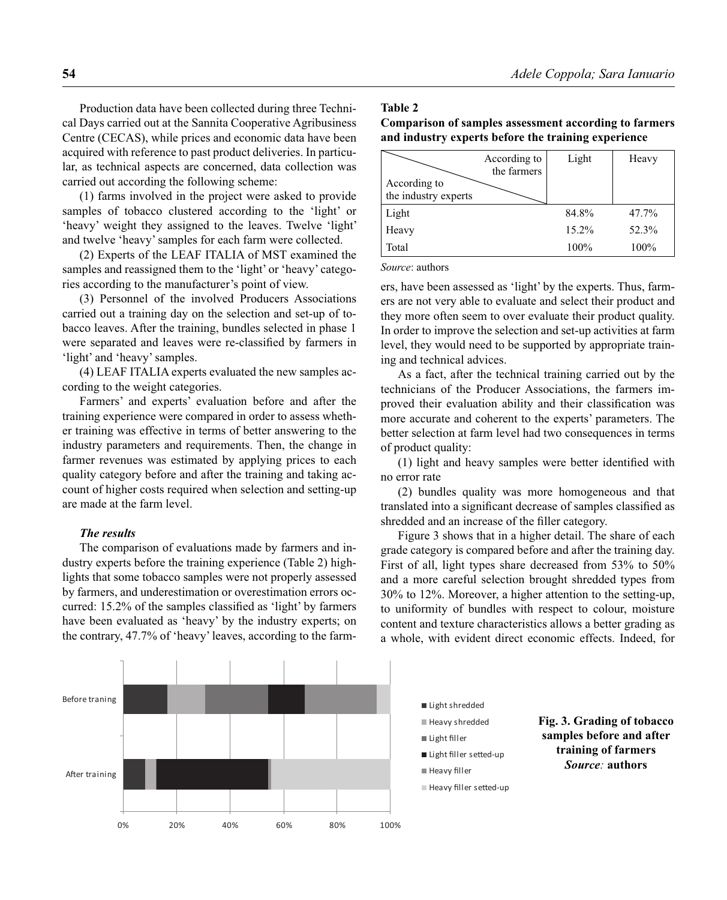Production data have been collected during three Technical Days carried out at the Sannita Cooperative Agribusiness Centre (CECAS), while prices and economic data have been acquired with reference to past product deliveries. In particular, as technical aspects are concerned, data collection was carried out according the following scheme:

(1) farms involved in the project were asked to provide samples of tobacco clustered according to the 'light' or 'heavy' weight they assigned to the leaves. Twelve 'light' and twelve 'heavy' samples for each farm were collected.

(2) Experts of the LEAF ITALIA of MST examined the samples and reassigned them to the 'light' or 'heavy' categories according to the manufacturer's point of view.

(3) Personnel of the involved Producers Associations carried out a training day on the selection and set-up of tobacco leaves. After the training, bundles selected in phase 1 were separated and leaves were re-classified by farmers in 'light' and 'heavy' samples.

(4) LEAF ITALIA experts evaluated the new samples according to the weight categories.

Farmers' and experts' evaluation before and after the training experience were compared in order to assess whether training was effective in terms of better answering to the industry parameters and requirements. Then, the change in farmer revenues was estimated by applying prices to each quality category before and after the training and taking account of higher costs required when selection and setting-up are made at the farm level.

### *The results*

The comparison of evaluations made by farmers and industry experts before the training experience (Table 2) highlights that some tobacco samples were not properly assessed by farmers, and underestimation or overestimation errors occurred: 15.2% of the samples classified as 'light' by farmers have been evaluated as 'heavy' by the industry experts; on the contrary, 47.7% of 'heavy' leaves, according to the farmers, have been assessed as 'light' by the experts. Thus, farmers are not very able to evaluate and select their product and they more often seem to over evaluate their product quality. In order to improve the selection and set-up activities at farm level, they would need to be supported by appropriate training and technical advices.

**Table 2**

**Comparison of samples assessment according to farmers and industry experts before the training experience**

| According to the industry experts \ According to the farmers | Light | Heavy |
|---|---|---|
| Light | 84.8% | 47.7% |
| Heavy | 15.2% | 52.3% |
| Total | 100% | 100% |

*Source*: authors

As a fact, after the technical training carried out by the technicians of the Producer Associations, the farmers improved their evaluation ability and their classification was more accurate and coherent to the experts' parameters. The better selection at farm level had two consequences in terms of product quality:

(1) light and heavy samples were better identified with no error rate

(2) bundles quality was more homogeneous and that translated into a significant decrease of samples classified as shredded and an increase of the filler category.

Figure 3 shows that in a higher detail. The share of each grade category is compared before and after the training day. First of all, light types share decreased from 53% to 50% and a more careful selection brought shredded types from 30% to 12%. Moreover, a higher attention to the setting-up, to uniformity of bundles with respect to colour, moisture content and texture characteristics allows a better grading as a whole, with evident direct economic effects. Indeed, for

**Fig. 3. Grading of tobacco samples before and after training of farmers**
***Source:*** **authors**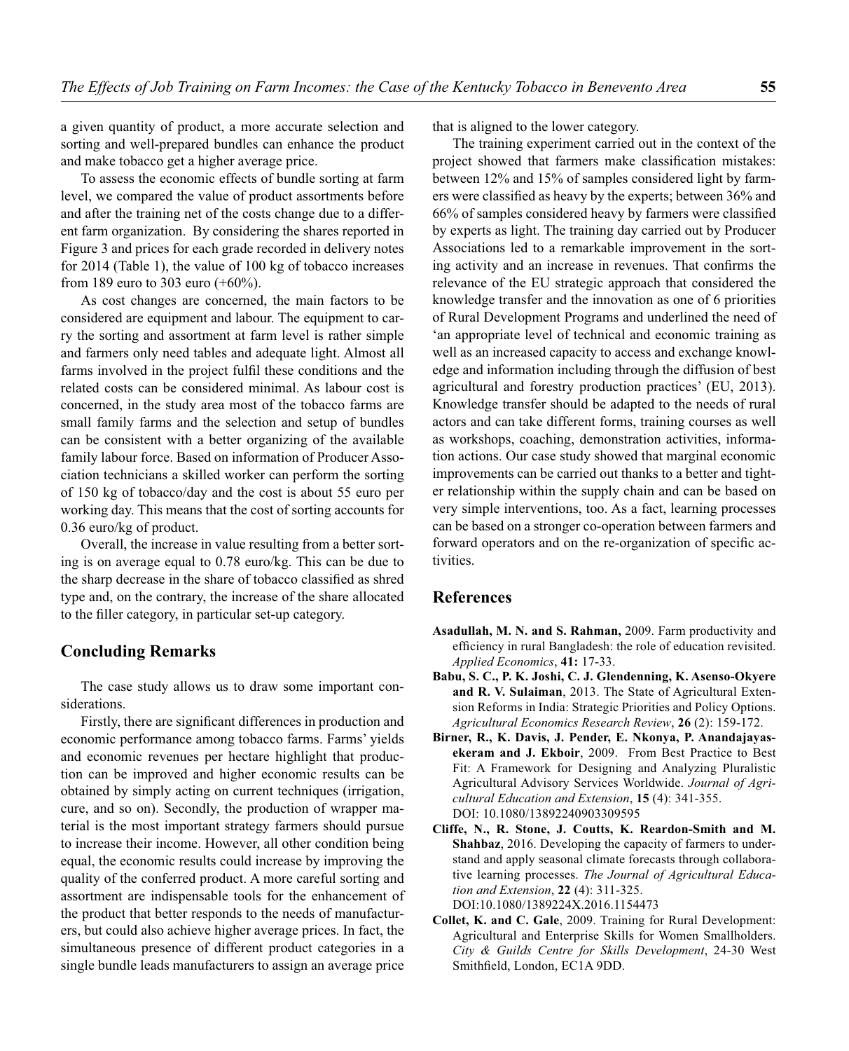a given quantity of product, a more accurate selection and sorting and well-prepared bundles can enhance the product and make tobacco get a higher average price.

To assess the economic effects of bundle sorting at farm level, we compared the value of product assortments before and after the training net of the costs change due to a different farm organization. By considering the shares reported in Figure 3 and prices for each grade recorded in delivery notes for 2014 (Table 1), the value of 100 kg of tobacco increases from 189 euro to 303 euro (+60%).

As cost changes are concerned, the main factors to be considered are equipment and labour. The equipment to carry the sorting and assortment at farm level is rather simple and farmers only need tables and adequate light. Almost all farms involved in the project fulfil these conditions and the related costs can be considered minimal. As labour cost is concerned, in the study area most of the tobacco farms are small family farms and the selection and setup of bundles can be consistent with a better organizing of the available family labour force. Based on information of Producer Association technicians a skilled worker can perform the sorting of 150 kg of tobacco/day and the cost is about 55 euro per working day. This means that the cost of sorting accounts for 0.36 euro/kg of product.

Overall, the increase in value resulting from a better sorting is on average equal to 0.78 euro/kg. This can be due to the sharp decrease in the share of tobacco classified as shred type and, on the contrary, the increase of the share allocated to the filler category, in particular set-up category.

## Concluding Remarks

The case study allows us to draw some important considerations.

Firstly, there are significant differences in production and economic performance among tobacco farms. Farms' yields and economic revenues per hectare highlight that production can be improved and higher economic results can be obtained by simply acting on current techniques (irrigation, cure, and so on). Secondly, the production of wrapper material is the most important strategy farmers should pursue to increase their income. However, all other condition being equal, the economic results could increase by improving the quality of the conferred product. A more careful sorting and assortment are indispensable tools for the enhancement of the product that better responds to the needs of manufacturers, but could also achieve higher average prices. In fact, the simultaneous presence of different product categories in a single bundle leads manufacturers to assign an average price that is aligned to the lower category.

The training experiment carried out in the context of the project showed that farmers make classification mistakes: between 12% and 15% of samples considered light by farmers were classified as heavy by the experts; between 36% and 66% of samples considered heavy by farmers were classified by experts as light. The training day carried out by Producer Associations led to a remarkable improvement in the sorting activity and an increase in revenues. That confirms the relevance of the EU strategic approach that considered the knowledge transfer and the innovation as one of 6 priorities of Rural Development Programs and underlined the need of 'an appropriate level of technical and economic training as well as an increased capacity to access and exchange knowledge and information including through the diffusion of best agricultural and forestry production practices' (EU, 2013). Knowledge transfer should be adapted to the needs of rural actors and can take different forms, training courses as well as workshops, coaching, demonstration activities, information actions. Our case study showed that marginal economic improvements can be carried out thanks to a better and tighter relationship within the supply chain and can be based on very simple interventions, too. As a fact, learning processes can be based on a stronger co-operation between farmers and forward operators and on the re-organization of specific activities.

## References

**Asadullah, M. N. and S. Rahman,** 2009. Farm productivity and efficiency in rural Bangladesh: the role of education revisited. *Applied Economics*, **41:** 17-33.

**Babu, S. C., P. K. Joshi, C. J. Glendenning, K. Asenso-Okyere and R. V. Sulaiman**, 2013. The State of Agricultural Extension Reforms in India: Strategic Priorities and Policy Options. *Agricultural Economics Research Review*, **26** (2): 159-172.

**Birner, R., K. Davis, J. Pender, E. Nkonya, P. Anandajayasekeram and J. Ekboir**, 2009. From Best Practice to Best Fit: A Framework for Designing and Analyzing Pluralistic Agricultural Advisory Services Worldwide. *Journal of Agricultural Education and Extension*, **15** (4): 341-355. DOI: 10.1080/13892240903309595

**Cliffe, N., R. Stone, J. Coutts, K. Reardon-Smith and M. Shahbaz**, 2016. Developing the capacity of farmers to understand and apply seasonal climate forecasts through collaborative learning processes. *The Journal of Agricultural Education and Extension*, **22** (4): 311-325. DOI:10.1080/1389224X.2016.1154473

**Collet, K. and C. Gale**, 2009. Training for Rural Development: Agricultural and Enterprise Skills for Women Smallholders. *City & Guilds Centre for Skills Development*, 24-30 West Smithfield, London, EC1A 9DD.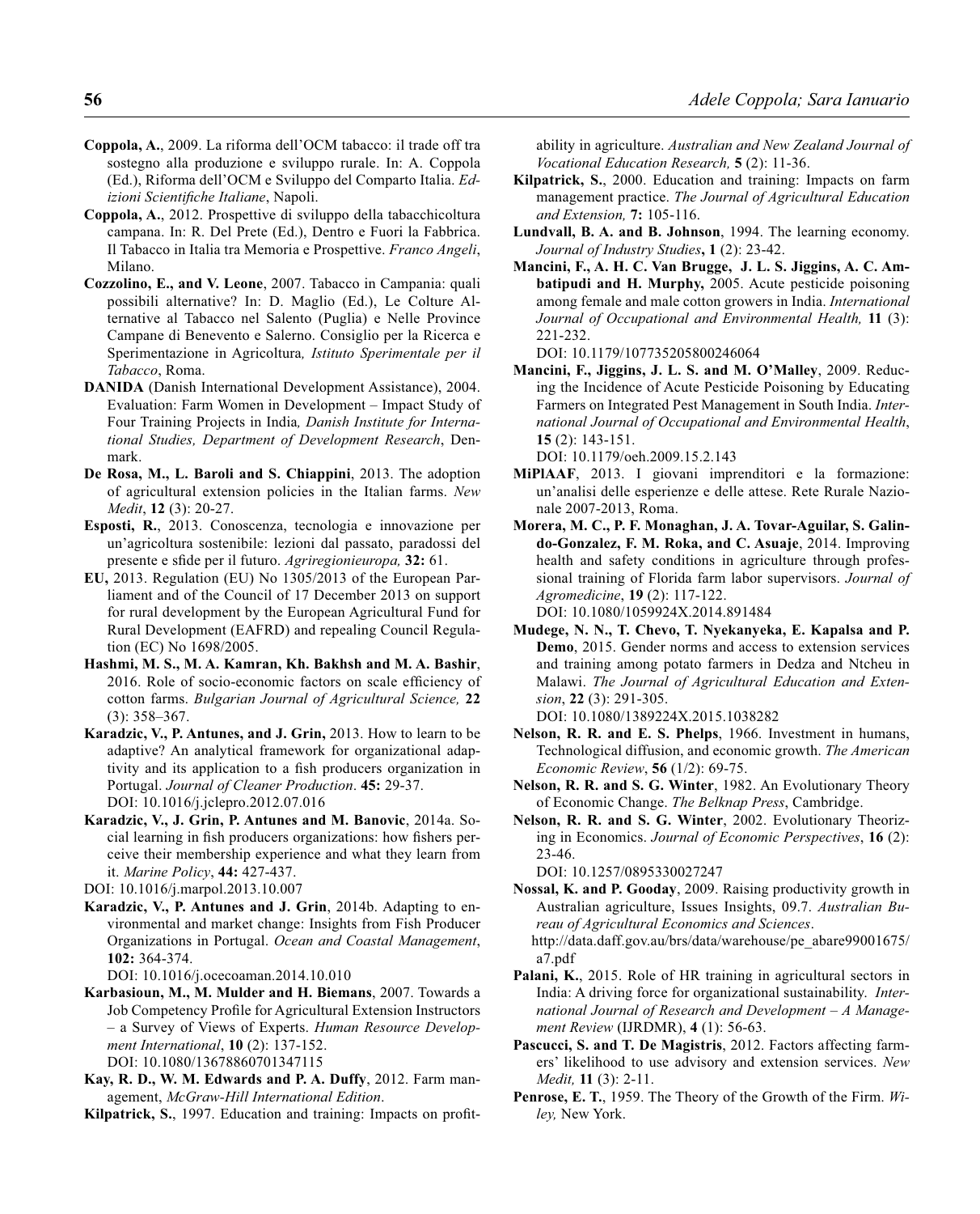**Coppola, A.**, 2009. La riforma dell'OCM tabacco: il trade off tra sostegno alla produzione e sviluppo rurale. In: A. Coppola (Ed.), Riforma dell'OCM e Sviluppo del Comparto Italia. *Edizioni Scientifiche Italiane*, Napoli.

**Coppola, A.**, 2012. Prospettive di sviluppo della tabacchicoltura campana. In: R. Del Prete (Ed.), Dentro e Fuori la Fabbrica. Il Tabacco in Italia tra Memoria e Prospettive. *Franco Angeli*, Milano.

**Cozzolino, E., and V. Leone**, 2007. Tabacco in Campania: quali possibili alternative? In: D. Maglio (Ed.), Le Colture Alternative al Tabacco nel Salento (Puglia) e Nelle Province Campane di Benevento e Salerno. Consiglio per la Ricerca e Sperimentazione in Agricoltura*, Istituto Sperimentale per il Tabacco*, Roma.

**DANIDA** (Danish International Development Assistance), 2004. Evaluation: Farm Women in Development – Impact Study of Four Training Projects in India*, Danish Institute for International Studies, Department of Development Research*, Denmark.

**De Rosa, M., L. Baroli and S. Chiappini**, 2013. The adoption of agricultural extension policies in the Italian farms. *New Medit*, **12** (3): 20-27.

**Esposti, R.**, 2013. Conoscenza, tecnologia e innovazione per un'agricoltura sostenibile: lezioni dal passato, paradossi del presente e sfide per il futuro. *Agriregionieuropa,* **32:** 61.

**EU,** 2013. Regulation (EU) No 1305/2013 of the European Parliament and of the Council of 17 December 2013 on support for rural development by the European Agricultural Fund for Rural Development (EAFRD) and repealing Council Regulation (EC) No 1698/2005.

**Hashmi, M. S., M. A. Kamran, Kh. Bakhsh and M. A. Bashir**, 2016. Role of socio-economic factors on scale efficiency of cotton farms. *Bulgarian Journal of Agricultural Science,* **22** (3): 358–367.

**Karadzic, V., P. Antunes, and J. Grin,** 2013. How to learn to be adaptive? An analytical framework for organizational adaptivity and its application to a fish producers organization in Portugal. *Journal of Cleaner Production*. **45:** 29-37.
DOI: 10.1016/j.jclepro.2012.07.016

**Karadzic, V., J. Grin, P. Antunes and M. Banovic**, 2014a. Social learning in fish producers organizations: how fishers perceive their membership experience and what they learn from it. *Marine Policy*, **44:** 427-437.
DOI: 10.1016/j.marpol.2013.10.007

**Karadzic, V., P. Antunes and J. Grin**, 2014b. Adapting to environmental and market change: Insights from Fish Producer Organizations in Portugal. *Ocean and Coastal Management*, **102:** 364-374.
DOI: 10.1016/j.ocecoaman.2014.10.010

**Karbasioun, M., M. Mulder and H. Biemans**, 2007. Towards a Job Competency Profile for Agricultural Extension Instructors – a Survey of Views of Experts. *Human Resource Development International*, **10** (2): 137-152.
DOI: 10.1080/13678860701347115

**Kay, R. D., W. M. Edwards and P. A. Duffy**, 2012. Farm management, *McGraw-Hill International Edition*.

**Kilpatrick, S.**, 1997. Education and training: Impacts on profitability in agriculture. *Australian and New Zealand Journal of Vocational Education Research,* **5** (2): 11-36.

**Kilpatrick, S.**, 2000. Education and training: Impacts on farm management practice. *The Journal of Agricultural Education and Extension,* **7:** 105-116.

**Lundvall, B. A. and B. Johnson**, 1994. The learning economy. *Journal of Industry Studies***, 1** (2): 23-42.

**Mancini, F., A. H. C. Van Brugge, J. L. S. Jiggins, A. C. Ambatipudi and H. Murphy,** 2005. Acute pesticide poisoning among female and male cotton growers in India. *International Journal of Occupational and Environmental Health,* **11** (3): 221-232.
DOI: 10.1179/107735205800246064

**Mancini, F., Jiggins, J. L. S. and M. O'Malley**, 2009. Reducing the Incidence of Acute Pesticide Poisoning by Educating Farmers on Integrated Pest Management in South India. *International Journal of Occupational and Environmental Health*, **15** (2): 143-151.
DOI: 10.1179/oeh.2009.15.2.143

**MiPlAAF**, 2013. I giovani imprenditori e la formazione: un'analisi delle esperienze e delle attese. Rete Rurale Nazionale 2007-2013, Roma.

**Morera, M. C., P. F. Monaghan, J. A. Tovar-Aguilar, S. Galindo-Gonzalez, F. M. Roka, and C. Asuaje**, 2014. Improving health and safety conditions in agriculture through professional training of Florida farm labor supervisors. *Journal of Agromedicine*, **19** (2): 117-122.
DOI: 10.1080/1059924X.2014.891484

**Mudege, N. N., T. Chevo, T. Nyekanyeka, E. Kapalsa and P. Demo**, 2015. Gender norms and access to extension services and training among potato farmers in Dedza and Ntcheu in Malawi. *The Journal of Agricultural Education and Extension*, **22** (3): 291-305.
DOI: 10.1080/1389224X.2015.1038282

**Nelson, R. R. and E. S. Phelps**, 1966. Investment in humans, Technological diffusion, and economic growth. *The American Economic Review*, **56** (1/2): 69-75.

**Nelson, R. R. and S. G. Winter**, 1982. An Evolutionary Theory of Economic Change. *The Belknap Press*, Cambridge.

**Nelson, R. R. and S. G. Winter**, 2002. Evolutionary Theorizing in Economics. *Journal of Economic Perspectives*, **16** (2): 23-46.
DOI: 10.1257/0895330027247

**Nossal, K. and P. Gooday**, 2009. Raising productivity growth in Australian agriculture, Issues Insights, 09.7. *Australian Bureau of Agricultural Economics and Sciences*.
http://data.daff.gov.au/brs/data/warehouse/pe_abare99001675/a7.pdf

**Palani, K.**, 2015. Role of HR training in agricultural sectors in India: A driving force for organizational sustainability. *International Journal of Research and Development – A Management Review* (IJRDMR), **4** (1): 56-63.

**Pascucci, S. and T. De Magistris**, 2012. Factors affecting farmers' likelihood to use advisory and extension services. *New Medit,* **11** (3): 2-11.

**Penrose, E. T.**, 1959. The Theory of the Growth of the Firm. *Wiley,* New York.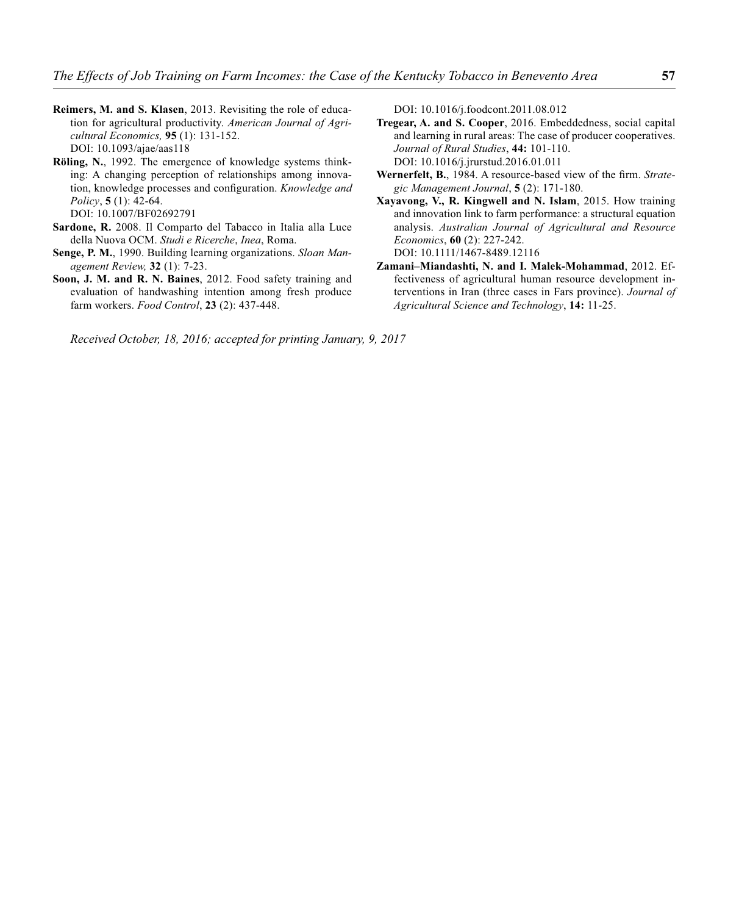**Reimers, M. and S. Klasen**, 2013. Revisiting the role of education for agricultural productivity. *American Journal of Agricultural Economics,* **95** (1): 131-152. DOI: 10.1093/ajae/aas118

**Röling, N.**, 1992. The emergence of knowledge systems thinking: A changing perception of relationships among innovation, knowledge processes and configuration. *Knowledge and Policy*, **5** (1): 42-64. DOI: 10.1007/BF02692791

**Sardone, R.** 2008. Il Comparto del Tabacco in Italia alla Luce della Nuova OCM. *Studi e Ricerche*, *Inea*, Roma.

**Senge, P. M.**, 1990. Building learning organizations. *Sloan Management Review,* **32** (1): 7-23.

**Soon, J. M. and R. N. Baines**, 2012. Food safety training and evaluation of handwashing intention among fresh produce farm workers. *Food Control*, **23** (2): 437-448. DOI: 10.1016/j.foodcont.2011.08.012

**Tregear, A. and S. Cooper**, 2016. Embeddedness, social capital and learning in rural areas: The case of producer cooperatives. *Journal of Rural Studies*, **44:** 101-110. DOI: 10.1016/j.jrurstud.2016.01.011

**Wernerfelt, B.**, 1984. A resource-based view of the firm. *Strategic Management Journal*, **5** (2): 171-180.

**Xayavong, V., R. Kingwell and N. Islam**, 2015. How training and innovation link to farm performance: a structural equation analysis. *Australian Journal of Agricultural and Resource Economics*, **60** (2): 227-242. DOI: 10.1111/1467-8489.12116

**Zamani–Miandashti, N. and I. Malek-Mohammad**, 2012. Effectiveness of agricultural human resource development interventions in Iran (three cases in Fars province). *Journal of Agricultural Science and Technology*, **14:** 11-25.

*Received October, 18, 2016; accepted for printing January, 9, 2017*